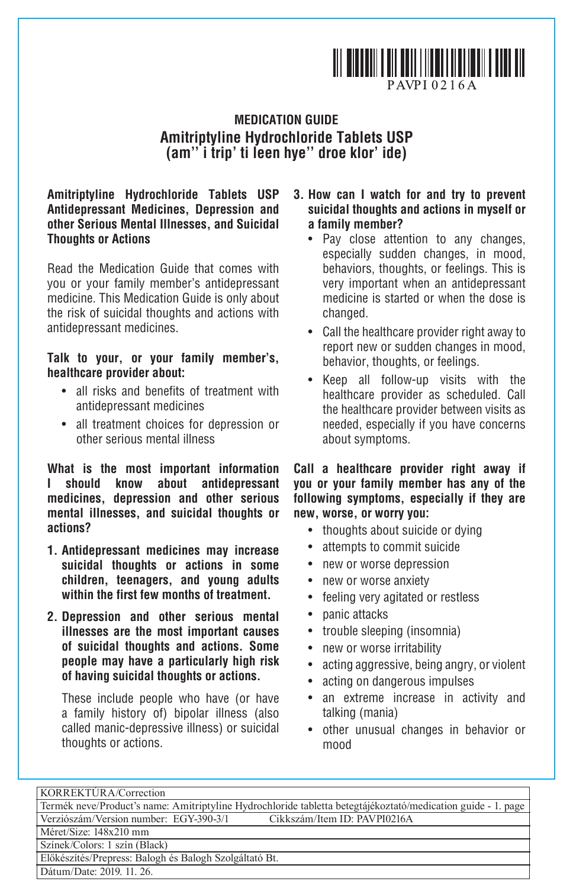PAVPI 0216A

# MEDICATION GUIDE

## Amitriptyline Hydrochloride Tablets USP
## (am'' i trip' ti leen hye'' droe klor' ide)

**Amitriptyline Hydrochloride Tablets USP Antidepressant Medicines, Depression and other Serious Mental Illnesses, and Suicidal Thoughts or Actions**

Read the Medication Guide that comes with you or your family member's antidepressant medicine. This Medication Guide is only about the risk of suicidal thoughts and actions with antidepressant medicines.

**Talk to your, or your family member's, healthcare provider about:**

- all risks and benefits of treatment with antidepressant medicines
- all treatment choices for depression or other serious mental illness

**What is the most important information I should know about antidepressant medicines, depression and other serious mental illnesses, and suicidal thoughts or actions?**

1. **Antidepressant medicines may increase suicidal thoughts or actions in some children, teenagers, and young adults within the first few months of treatment.**
2. **Depression and other serious mental illnesses are the most important causes of suicidal thoughts and actions. Some people may have a particularly high risk of having suicidal thoughts or actions.**

   These include people who have (or have a family history of) bipolar illness (also called manic-depressive illness) or suicidal thoughts or actions.
3. **How can I watch for and try to prevent suicidal thoughts and actions in myself or a family member?**
   - Pay close attention to any changes, especially sudden changes, in mood, behaviors, thoughts, or feelings. This is very important when an antidepressant medicine is started or when the dose is changed.
   - Call the healthcare provider right away to report new or sudden changes in mood, behavior, thoughts, or feelings.
   - Keep all follow-up visits with the healthcare provider as scheduled. Call the healthcare provider between visits as needed, especially if you have concerns about symptoms.

**Call a healthcare provider right away if you or your family member has any of the following symptoms, especially if they are new, worse, or worry you:**

- thoughts about suicide or dying
- attempts to commit suicide
- new or worse depression
- new or worse anxiety
- feeling very agitated or restless
- panic attacks
- trouble sleeping (insomnia)
- new or worse irritability
- acting aggressive, being angry, or violent
- acting on dangerous impulses
- an extreme increase in activity and talking (mania)
- other unusual changes in behavior or mood

| KORREKTÚRA/Correction | |
|---|---|
| Termék neve/Product's name: Amitriptyline Hydrochloride tabletta betegtájékoztató/medication guide - 1. page | |
| Verziószám/Version number: EGY-390-3/1 | Cikkszám/Item ID: PAVPI0216A |
| Méret/Size: 148x210 mm | |
| Színek/Colors: 1 szín (Black) | |
| Előkészítés/Prepress: Balogh és Balogh Szolgáltató Bt. | |
| Dátum/Date: 2019. 11. 26. | |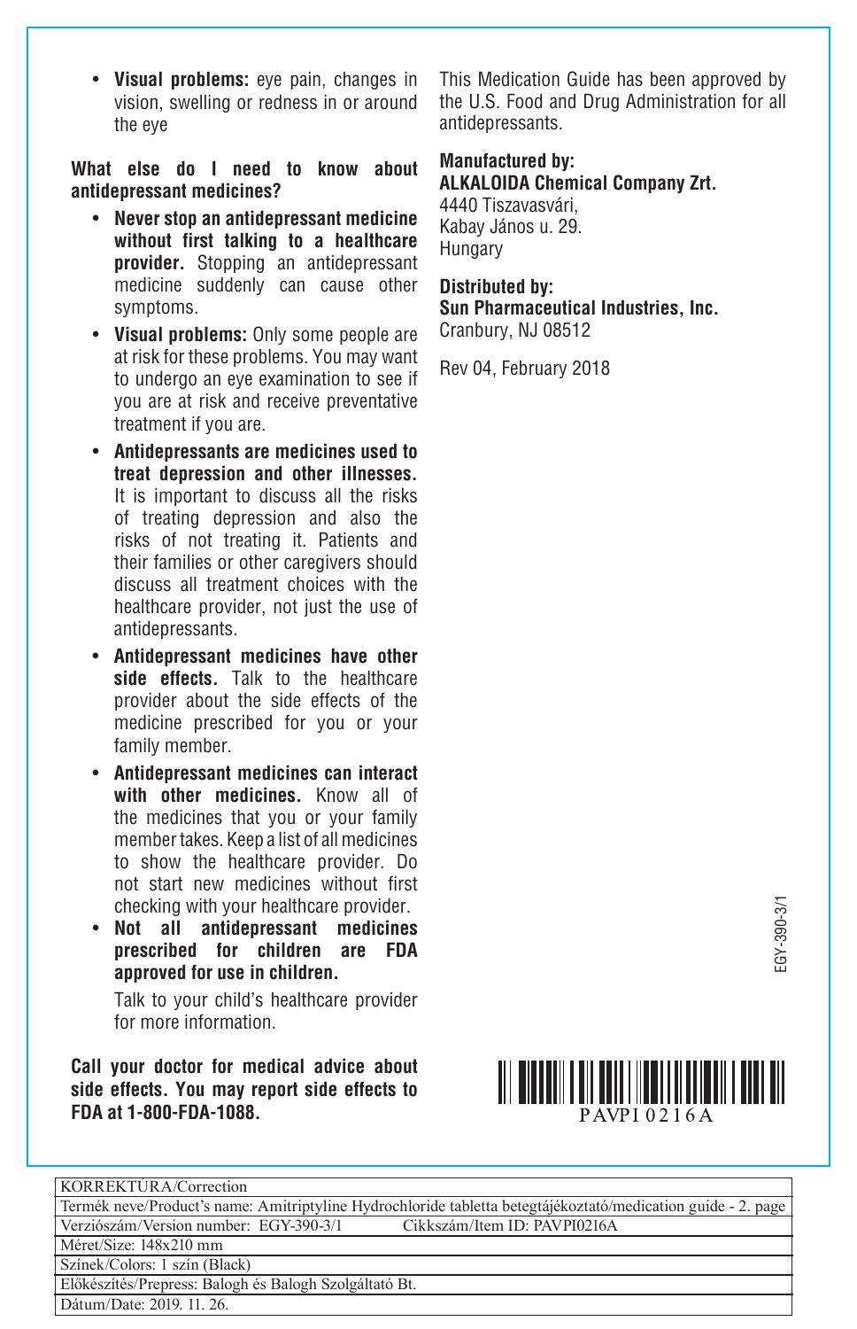- **Visual problems:** eye pain, changes in vision, swelling or redness in or around the eye

**What else do I need to know about antidepressant medicines?**

- **Never stop an antidepressant medicine without first talking to a healthcare provider.** Stopping an antidepressant medicine suddenly can cause other symptoms.
- **Visual problems:** Only some people are at risk for these problems. You may want to undergo an eye examination to see if you are at risk and receive preventative treatment if you are.
- **Antidepressants are medicines used to treat depression and other illnesses.** It is important to discuss all the risks of treating depression and also the risks of not treating it. Patients and their families or other caregivers should discuss all treatment choices with the healthcare provider, not just the use of antidepressants.
- **Antidepressant medicines have other side effects.** Talk to the healthcare provider about the side effects of the medicine prescribed for you or your family member.
- **Antidepressant medicines can interact with other medicines.** Know all of the medicines that you or your family member takes. Keep a list of all medicines to show the healthcare provider. Do not start new medicines without first checking with your healthcare provider.
- **Not all antidepressant medicines prescribed for children are FDA approved for use in children.**

  Talk to your child's healthcare provider for more information.

**Call your doctor for medical advice about side effects. You may report side effects to FDA at 1-800-FDA-1088.**

This Medication Guide has been approved by the U.S. Food and Drug Administration for all antidepressants.

**Manufactured by:**
**ALKALOIDA Chemical Company Zrt.**
4440 Tiszavasvári,
Kabay János u. 29.
Hungary

**Distributed by:**
**Sun Pharmaceutical Industries, Inc.**
Cranbury, NJ 08512

Rev 04, February 2018

EGY-390-3/1

PAVPI0216A

| |
|---|
| KORREKTÚRA/Correction |
| Termék neve/Product's name: Amitriptyline Hydrochloride tabletta betegtájékoztató/medication guide - 2. page |
| Verziószám/Version number: EGY-390-3/1 Cikkszám/Item ID: PAVPI0216A |
| Méret/Size: 148x210 mm |
| Színek/Colors: 1 szín (Black) |
| Előkészítés/Prepress: Balogh és Balogh Szolgáltató Bt. |
| Dátum/Date: 2019. 11. 26. |